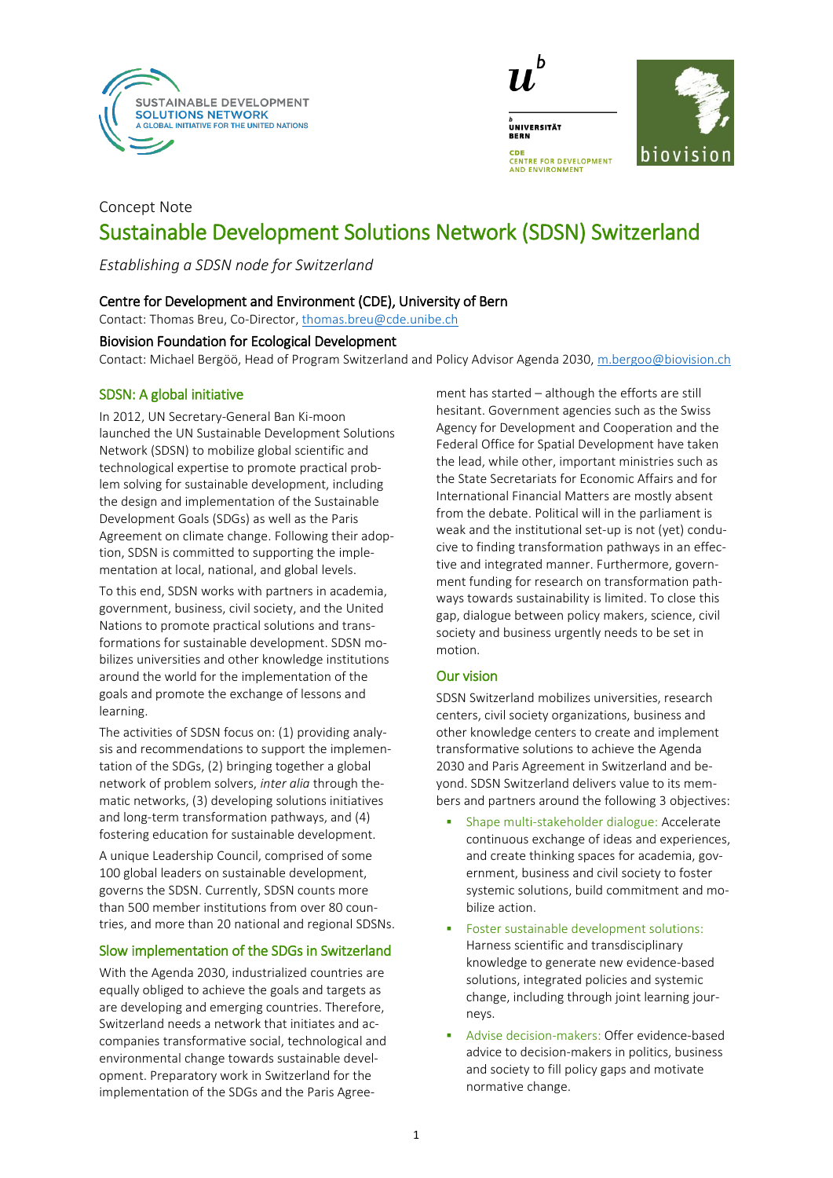Concept Note

# Sustainable Development Solutions Network (SDSN) Switzerland

*Establishing a SDSN node for Switzerland*

**Centre for Development and Environment (CDE), University of Bern**

Contact: Thomas Breu, Co-Director, thomas.breu@cde.unibe.ch

**Biovision Foundation for Ecological Development**

Contact: Michael Bergöö, Head of Program Switzerland and Policy Advisor Agenda 2030, m.bergoo@biovision.ch

## SDSN: A global initiative

In 2012, UN Secretary-General Ban Ki-moon launched the UN Sustainable Development Solutions Network (SDSN) to mobilize global scientific and technological expertise to promote practical problem solving for sustainable development, including the design and implementation of the Sustainable Development Goals (SDGs) as well as the Paris Agreement on climate change. Following their adoption, SDSN is committed to supporting the implementation at local, national, and global levels.

To this end, SDSN works with partners in academia, government, business, civil society, and the United Nations to promote practical solutions and transformations for sustainable development. SDSN mobilizes universities and other knowledge institutions around the world for the implementation of the goals and promote the exchange of lessons and learning.

The activities of SDSN focus on: (1) providing analysis and recommendations to support the implementation of the SDGs, (2) bringing together a global network of problem solvers, *inter alia* through thematic networks, (3) developing solutions initiatives and long-term transformation pathways, and (4) fostering education for sustainable development.

A unique Leadership Council, comprised of some 100 global leaders on sustainable development, governs the SDSN. Currently, SDSN counts more than 500 member institutions from over 80 countries, and more than 20 national and regional SDSNs.

## Slow implementation of the SDGs in Switzerland

With the Agenda 2030, industrialized countries are equally obliged to achieve the goals and targets as are developing and emerging countries. Therefore, Switzerland needs a network that initiates and accompanies transformative social, technological and environmental change towards sustainable development. Preparatory work in Switzerland for the implementation of the SDGs and the Paris Agreement has started – although the efforts are still hesitant. Government agencies such as the Swiss Agency for Development and Cooperation and the Federal Office for Spatial Development have taken the lead, while other, important ministries such as the State Secretariats for Economic Affairs and for International Financial Matters are mostly absent from the debate. Political will in the parliament is weak and the institutional set-up is not (yet) conducive to finding transformation pathways in an effective and integrated manner. Furthermore, government funding for research on transformation pathways towards sustainability is limited. To close this gap, dialogue between policy makers, science, civil society and business urgently needs to be set in motion.

## Our vision

SDSN Switzerland mobilizes universities, research centers, civil society organizations, business and other knowledge centers to create and implement transformative solutions to achieve the Agenda 2030 and Paris Agreement in Switzerland and beyond. SDSN Switzerland delivers value to its members and partners around the following 3 objectives:

- Shape multi-stakeholder dialogue: Accelerate continuous exchange of ideas and experiences, and create thinking spaces for academia, government, business and civil society to foster systemic solutions, build commitment and mobilize action.
- Foster sustainable development solutions: Harness scientific and transdisciplinary knowledge to generate new evidence-based solutions, integrated policies and systemic change, including through joint learning journeys.
- Advise decision-makers: Offer evidence-based advice to decision-makers in politics, business and society to fill policy gaps and motivate normative change.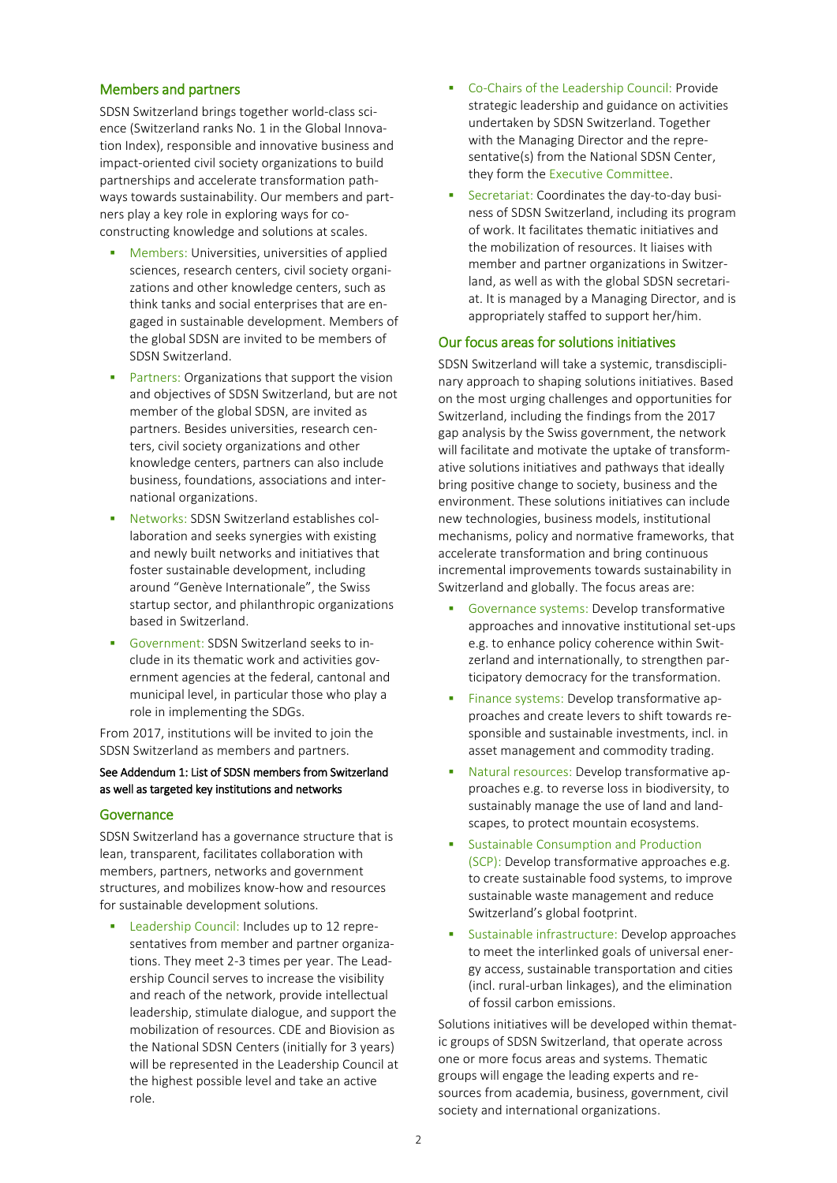## Members and partners

SDSN Switzerland brings together world-class science (Switzerland ranks No. 1 in the Global Innovation Index), responsible and innovative business and impact-oriented civil society organizations to build partnerships and accelerate transformation pathways towards sustainability. Our members and partners play a key role in exploring ways for co-constructing knowledge and solutions at scales.

- Members: Universities, universities of applied sciences, research centers, civil society organizations and other knowledge centers, such as think tanks and social enterprises that are engaged in sustainable development. Members of the global SDSN are invited to be members of SDSN Switzerland.
- Partners: Organizations that support the vision and objectives of SDSN Switzerland, but are not member of the global SDSN, are invited as partners. Besides universities, research centers, civil society organizations and other knowledge centers, partners can also include business, foundations, associations and international organizations.
- Networks: SDSN Switzerland establishes collaboration and seeks synergies with existing and newly built networks and initiatives that foster sustainable development, including around "Genève Internationale", the Swiss startup sector, and philanthropic organizations based in Switzerland.
- Government: SDSN Switzerland seeks to include in its thematic work and activities government agencies at the federal, cantonal and municipal level, in particular those who play a role in implementing the SDGs.

From 2017, institutions will be invited to join the SDSN Switzerland as members and partners.

See Addendum 1: List of SDSN members from Switzerland as well as targeted key institutions and networks

## Governance

SDSN Switzerland has a governance structure that is lean, transparent, facilitates collaboration with members, partners, networks and government structures, and mobilizes know-how and resources for sustainable development solutions.

- Leadership Council: Includes up to 12 representatives from member and partner organizations. They meet 2-3 times per year. The Leadership Council serves to increase the visibility and reach of the network, provide intellectual leadership, stimulate dialogue, and support the mobilization of resources. CDE and Biovision as the National SDSN Centers (initially for 3 years) will be represented in the Leadership Council at the highest possible level and take an active role.
- Co-Chairs of the Leadership Council: Provide strategic leadership and guidance on activities undertaken by SDSN Switzerland. Together with the Managing Director and the representative(s) from the National SDSN Center, they form the Executive Committee.
- Secretariat: Coordinates the day-to-day business of SDSN Switzerland, including its program of work. It facilitates thematic initiatives and the mobilization of resources. It liaises with member and partner organizations in Switzerland, as well as with the global SDSN secretariat. It is managed by a Managing Director, and is appropriately staffed to support her/him.

## Our focus areas for solutions initiatives

SDSN Switzerland will take a systemic, transdisciplinary approach to shaping solutions initiatives. Based on the most urging challenges and opportunities for Switzerland, including the findings from the 2017 gap analysis by the Swiss government, the network will facilitate and motivate the uptake of transformative solutions initiatives and pathways that ideally bring positive change to society, business and the environment. These solutions initiatives can include new technologies, business models, institutional mechanisms, policy and normative frameworks, that accelerate transformation and bring continuous incremental improvements towards sustainability in Switzerland and globally. The focus areas are:

- Governance systems: Develop transformative approaches and innovative institutional set-ups e.g. to enhance policy coherence within Switzerland and internationally, to strengthen participatory democracy for the transformation.
- Finance systems: Develop transformative approaches and create levers to shift towards responsible and sustainable investments, incl. in asset management and commodity trading.
- Natural resources: Develop transformative approaches e.g. to reverse loss in biodiversity, to sustainably manage the use of land and landscapes, to protect mountain ecosystems.
- Sustainable Consumption and Production (SCP): Develop transformative approaches e.g. to create sustainable food systems, to improve sustainable waste management and reduce Switzerland's global footprint.
- Sustainable infrastructure: Develop approaches to meet the interlinked goals of universal energy access, sustainable transportation and cities (incl. rural-urban linkages), and the elimination of fossil carbon emissions.

Solutions initiatives will be developed within thematic groups of SDSN Switzerland, that operate across one or more focus areas and systems. Thematic groups will engage the leading experts and resources from academia, business, government, civil society and international organizations.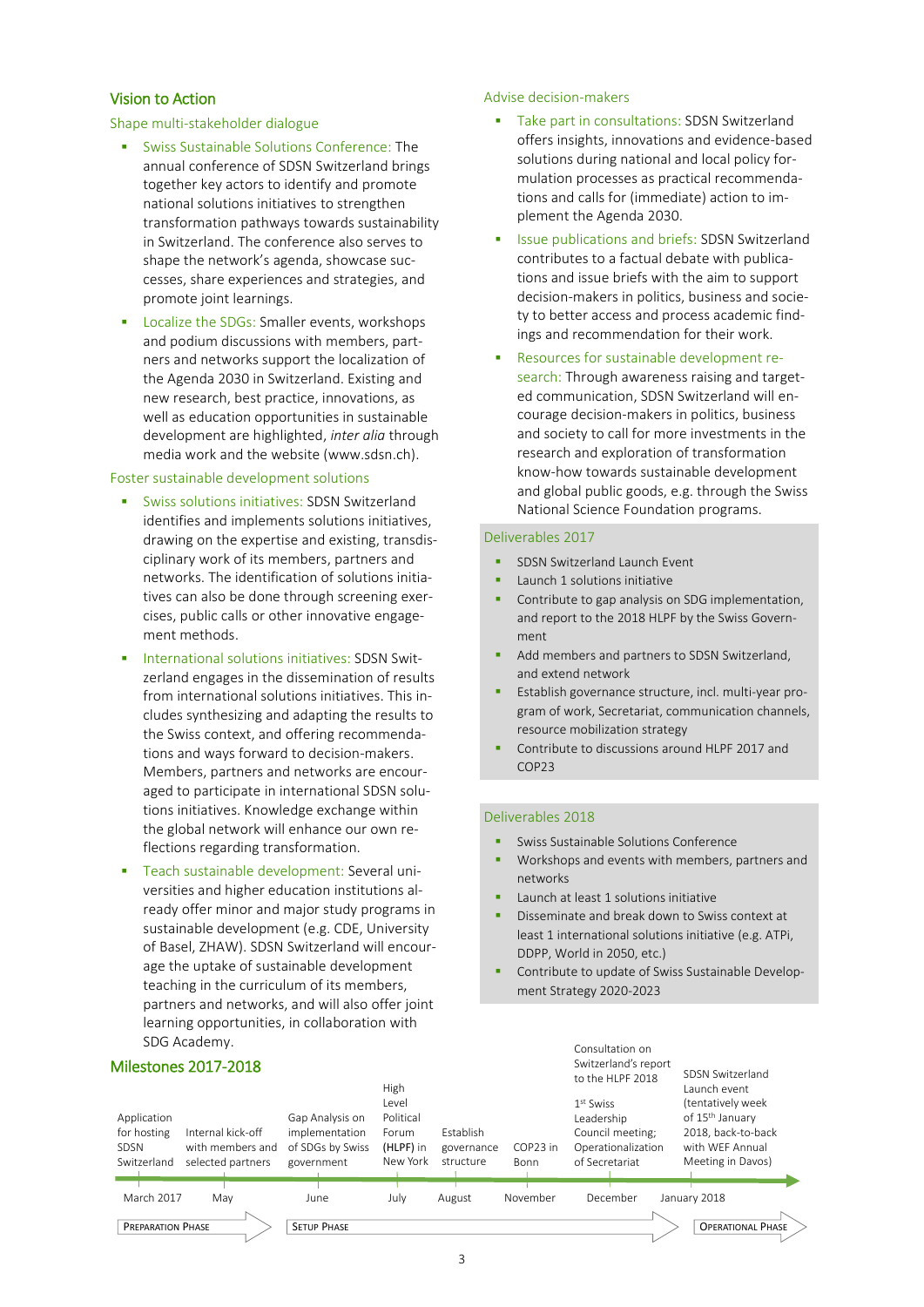## Vision to Action

### Shape multi-stakeholder dialogue

- Swiss Sustainable Solutions Conference: The annual conference of SDSN Switzerland brings together key actors to identify and promote national solutions initiatives to strengthen transformation pathways towards sustainability in Switzerland. The conference also serves to shape the network's agenda, showcase successes, share experiences and strategies, and promote joint learnings.
- Localize the SDGs: Smaller events, workshops and podium discussions with members, partners and networks support the localization of the Agenda 2030 in Switzerland. Existing and new research, best practice, innovations, as well as education opportunities in sustainable development are highlighted, *inter alia* through media work and the website (www.sdsn.ch).

### Foster sustainable development solutions

- Swiss solutions initiatives: SDSN Switzerland identifies and implements solutions initiatives, drawing on the expertise and existing, transdisciplinary work of its members, partners and networks. The identification of solutions initiatives can also be done through screening exercises, public calls or other innovative engagement methods.
- International solutions initiatives: SDSN Switzerland engages in the dissemination of results from international solutions initiatives. This includes synthesizing and adapting the results to the Swiss context, and offering recommendations and ways forward to decision-makers. Members, partners and networks are encouraged to participate in international SDSN solutions initiatives. Knowledge exchange within the global network will enhance our own reflections regarding transformation.
- Teach sustainable development: Several universities and higher education institutions already offer minor and major study programs in sustainable development (e.g. CDE, University of Basel, ZHAW). SDSN Switzerland will encourage the uptake of sustainable development teaching in the curriculum of its members, partners and networks, and will also offer joint learning opportunities, in collaboration with SDG Academy.

### Advise decision-makers

- Take part in consultations: SDSN Switzerland offers insights, innovations and evidence-based solutions during national and local policy formulation processes as practical recommendations and calls for (immediate) action to implement the Agenda 2030.
- Issue publications and briefs: SDSN Switzerland contributes to a factual debate with publications and issue briefs with the aim to support decision-makers in politics, business and society to better access and process academic findings and recommendation for their work.
- Resources for sustainable development research: Through awareness raising and targeted communication, SDSN Switzerland will encourage decision-makers in politics, business and society to call for more investments in the research and exploration of transformation know-how towards sustainable development and global public goods, e.g. through the Swiss National Science Foundation programs.

### Deliverables 2017

- SDSN Switzerland Launch Event
- Launch 1 solutions initiative
- Contribute to gap analysis on SDG implementation, and report to the 2018 HLPF by the Swiss Government
- Add members and partners to SDSN Switzerland, and extend network
- Establish governance structure, incl. multi-year program of work, Secretariat, communication channels, resource mobilization strategy
- Contribute to discussions around HLPF 2017 and COP23

### Deliverables 2018

- Swiss Sustainable Solutions Conference
- Workshops and events with members, partners and networks
- Launch at least 1 solutions initiative
- Disseminate and break down to Swiss context at least 1 international solutions initiative (e.g. ATPi, DDPP, World in 2050, etc.)
- Contribute to update of Swiss Sustainable Development Strategy 2020-2023

## Milestones 2017-2018

| Date | Milestone |
|---|---|
| March 2017 | Application for hosting SDSN Switzerland |
| May | Internal kick-off with members and selected partners |
| June | Gap Analysis on implementation of SDGs by Swiss government |
| July | High Level Political Forum (HLPF) in New York |
| August | Establish governance structure |
| November | COP23 in Bonn |
| December | Consultation on Switzerland's report to the HLPF 2018; 1[st] Swiss Leadership Council meeting; Operationalization of Secretariat |
| January 2018 | SDSN Switzerland Launch event (tentatively week of 15[th] January 2018, back-to-back with WEF Annual Meeting in Davos) |

PREPARATION PHASE (March 2017 – May) → SETUP PHASE (June – December) → OPERATIONAL PHASE (January 2018)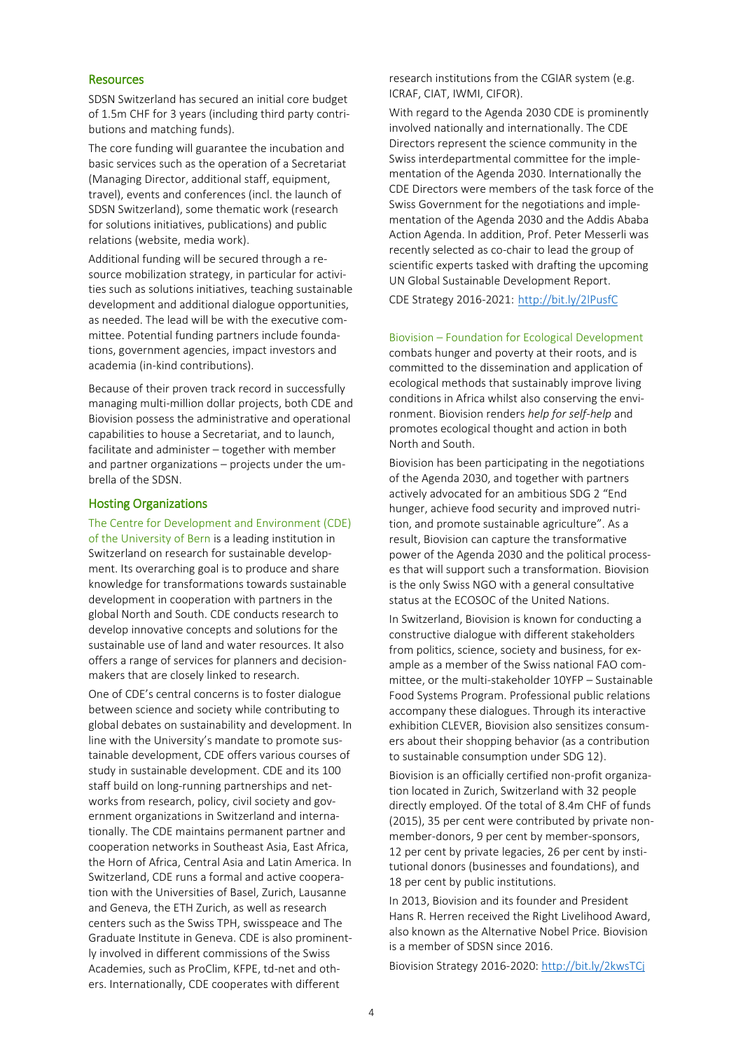## Resources

SDSN Switzerland has secured an initial core budget of 1.5m CHF for 3 years (including third party contributions and matching funds).

The core funding will guarantee the incubation and basic services such as the operation of a Secretariat (Managing Director, additional staff, equipment, travel), events and conferences (incl. the launch of SDSN Switzerland), some thematic work (research for solutions initiatives, publications) and public relations (website, media work).

Additional funding will be secured through a resource mobilization strategy, in particular for activities such as solutions initiatives, teaching sustainable development and additional dialogue opportunities, as needed. The lead will be with the executive committee. Potential funding partners include foundations, government agencies, impact investors and academia (in-kind contributions).

Because of their proven track record in successfully managing multi-million dollar projects, both CDE and Biovision possess the administrative and operational capabilities to house a Secretariat, and to launch, facilitate and administer – together with member and partner organizations – projects under the umbrella of the SDSN.

## Hosting Organizations

The Centre for Development and Environment (CDE) of the University of Bern is a leading institution in Switzerland on research for sustainable development. Its overarching goal is to produce and share knowledge for transformations towards sustainable development in cooperation with partners in the global North and South. CDE conducts research to develop innovative concepts and solutions for the sustainable use of land and water resources. It also offers a range of services for planners and decision-makers that are closely linked to research.

One of CDE's central concerns is to foster dialogue between science and society while contributing to global debates on sustainability and development. In line with the University's mandate to promote sustainable development, CDE offers various courses of study in sustainable development. CDE and its 100 staff build on long-running partnerships and networks from research, policy, civil society and government organizations in Switzerland and internationally. The CDE maintains permanent partner and cooperation networks in Southeast Asia, East Africa, the Horn of Africa, Central Asia and Latin America. In Switzerland, CDE runs a formal and active cooperation with the Universities of Basel, Zurich, Lausanne and Geneva, the ETH Zurich, as well as research centers such as the Swiss TPH, swisspeace and The Graduate Institute in Geneva. CDE is also prominently involved in different commissions of the Swiss Academies, such as ProClim, KFPE, td-net and others. Internationally, CDE cooperates with different research institutions from the CGIAR system (e.g. ICRAF, CIAT, IWMI, CIFOR).

With regard to the Agenda 2030 CDE is prominently involved nationally and internationally. The CDE Directors represent the science community in the Swiss interdepartmental committee for the implementation of the Agenda 2030. Internationally the CDE Directors were members of the task force of the Swiss Government for the negotiations and implementation of the Agenda 2030 and the Addis Ababa Action Agenda. In addition, Prof. Peter Messerli was recently selected as co-chair to lead the group of scientific experts tasked with drafting the upcoming UN Global Sustainable Development Report.

CDE Strategy 2016-2021: http://bit.ly/2lPusfC

Biovision – Foundation for Ecological Development combats hunger and poverty at their roots, and is committed to the dissemination and application of ecological methods that sustainably improve living conditions in Africa whilst also conserving the environment. Biovision renders *help for self-help* and promotes ecological thought and action in both North and South.

Biovision has been participating in the negotiations of the Agenda 2030, and together with partners actively advocated for an ambitious SDG 2 "End hunger, achieve food security and improved nutrition, and promote sustainable agriculture". As a result, Biovision can capture the transformative power of the Agenda 2030 and the political processes that will support such a transformation. Biovision is the only Swiss NGO with a general consultative status at the ECOSOC of the United Nations.

In Switzerland, Biovision is known for conducting a constructive dialogue with different stakeholders from politics, science, society and business, for example as a member of the Swiss national FAO committee, or the multi-stakeholder 10YFP – Sustainable Food Systems Program. Professional public relations accompany these dialogues. Through its interactive exhibition CLEVER, Biovision also sensitizes consumers about their shopping behavior (as a contribution to sustainable consumption under SDG 12).

Biovision is an officially certified non-profit organization located in Zurich, Switzerland with 32 people directly employed. Of the total of 8.4m CHF of funds (2015), 35 per cent were contributed by private non-member-donors, 9 per cent by member-sponsors, 12 per cent by private legacies, 26 per cent by institutional donors (businesses and foundations), and 18 per cent by public institutions.

In 2013, Biovision and its founder and President Hans R. Herren received the Right Livelihood Award, also known as the Alternative Nobel Price. Biovision is a member of SDSN since 2016.

Biovision Strategy 2016-2020: http://bit.ly/2kwsTCj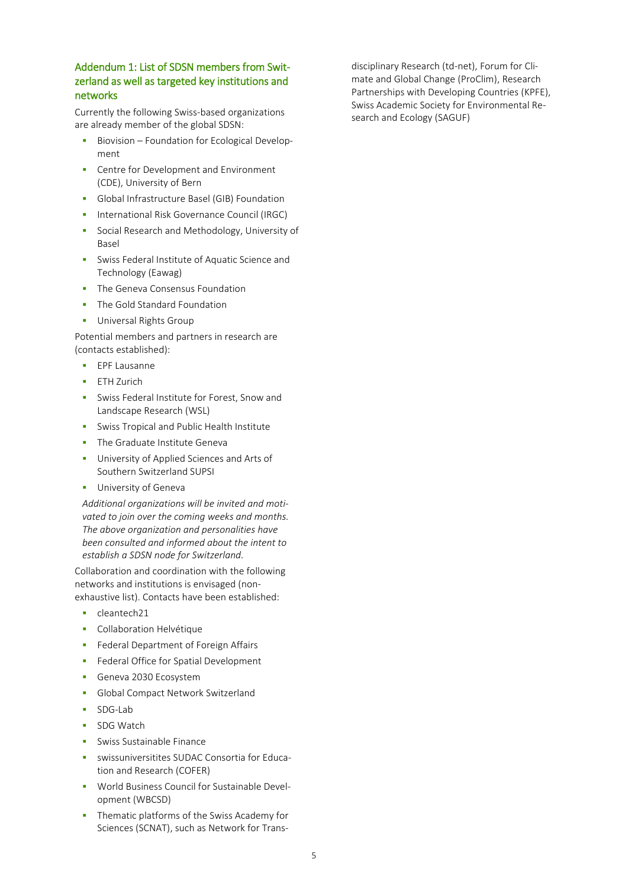## Addendum 1: List of SDSN members from Switzerland as well as targeted key institutions and networks

Currently the following Swiss-based organizations are already member of the global SDSN:

- Biovision – Foundation for Ecological Development
- Centre for Development and Environment (CDE), University of Bern
- Global Infrastructure Basel (GIB) Foundation
- International Risk Governance Council (IRGC)
- Social Research and Methodology, University of Basel
- Swiss Federal Institute of Aquatic Science and Technology (Eawag)
- The Geneva Consensus Foundation
- The Gold Standard Foundation
- Universal Rights Group

Potential members and partners in research are (contacts established):

- EPF Lausanne
- ETH Zurich
- Swiss Federal Institute for Forest, Snow and Landscape Research (WSL)
- Swiss Tropical and Public Health Institute
- The Graduate Institute Geneva
- University of Applied Sciences and Arts of Southern Switzerland SUPSI
- University of Geneva

*Additional organizations will be invited and motivated to join over the coming weeks and months. The above organization and personalities have been consulted and informed about the intent to establish a SDSN node for Switzerland.*

Collaboration and coordination with the following networks and institutions is envisaged (non-exhaustive list). Contacts have been established:

- cleantech21
- Collaboration Helvétique
- Federal Department of Foreign Affairs
- Federal Office for Spatial Development
- Geneva 2030 Ecosystem
- Global Compact Network Switzerland
- SDG-Lab
- SDG Watch
- Swiss Sustainable Finance
- swissuniversitites SUDAC Consortia for Education and Research (COFER)
- World Business Council for Sustainable Development (WBCSD)
- Thematic platforms of the Swiss Academy for Sciences (SCNAT), such as Network for Transdisciplinary Research (td-net), Forum for Climate and Global Change (ProClim), Research Partnerships with Developing Countries (KPFE), Swiss Academic Society for Environmental Research and Ecology (SAGUF)